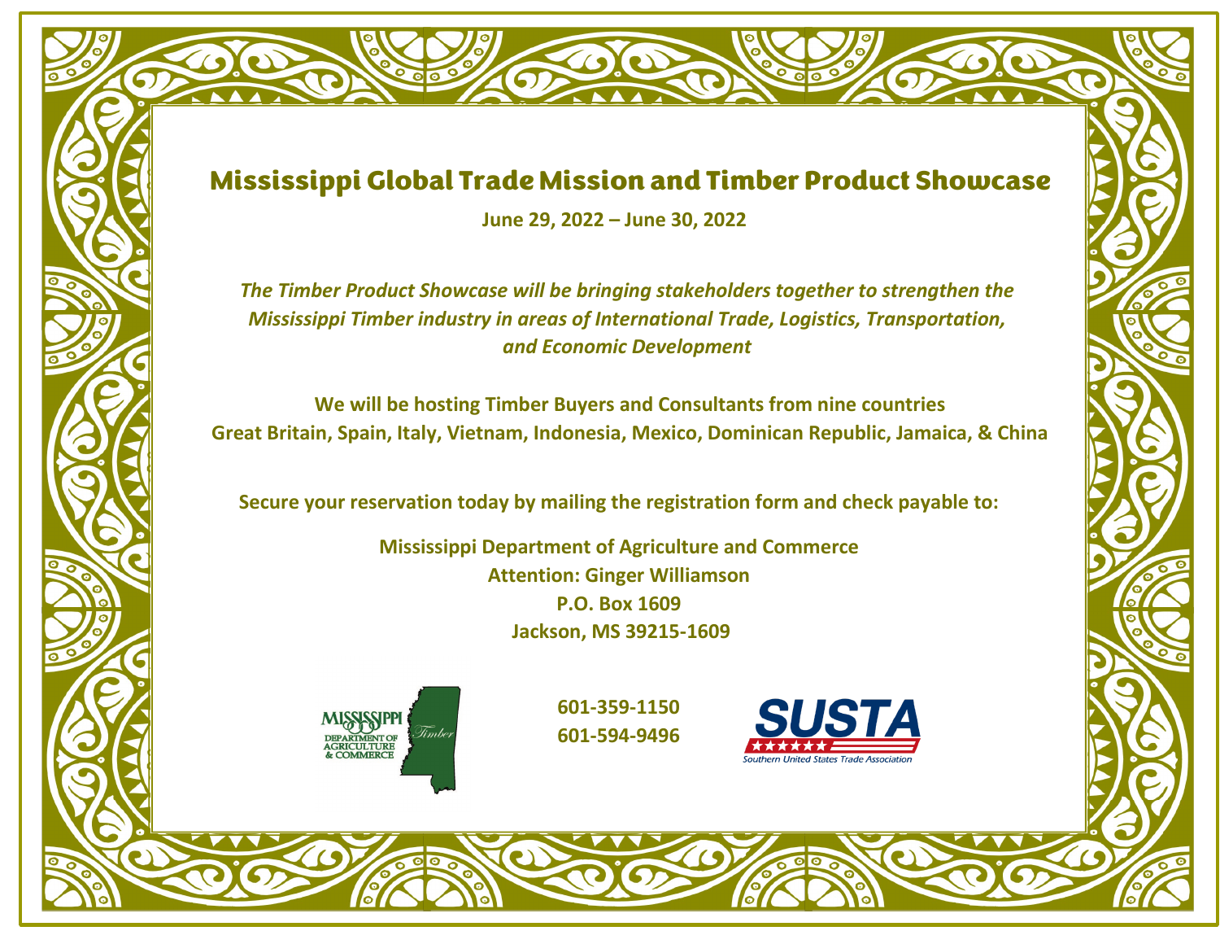# Mississippi Global Trade Mission and Timber Product Showcase

**June 29, 2022 – June 30, 2022**

***The Timber Product Showcase will be bringing stakeholders together to strengthen the Mississippi Timber industry in areas of International Trade, Logistics, Transportation, and Economic Development***

**We will be hosting Timber Buyers and Consultants from nine countries**
**Great Britain, Spain, Italy, Vietnam, Indonesia, Mexico, Dominican Republic, Jamaica, & China**

**Secure your reservation today by mailing the registration form and check payable to:**

**Mississippi Department of Agriculture and Commerce**
**Attention: Ginger Williamson**
**P.O. Box 1609**
**Jackson, MS 39215-1609**

MISSISSIPPI DEPARTMENT OF AGRICULTURE & COMMERCE Timber

**601-359-1150**
**601-594-9496**

SUSTA Southern United States Trade Association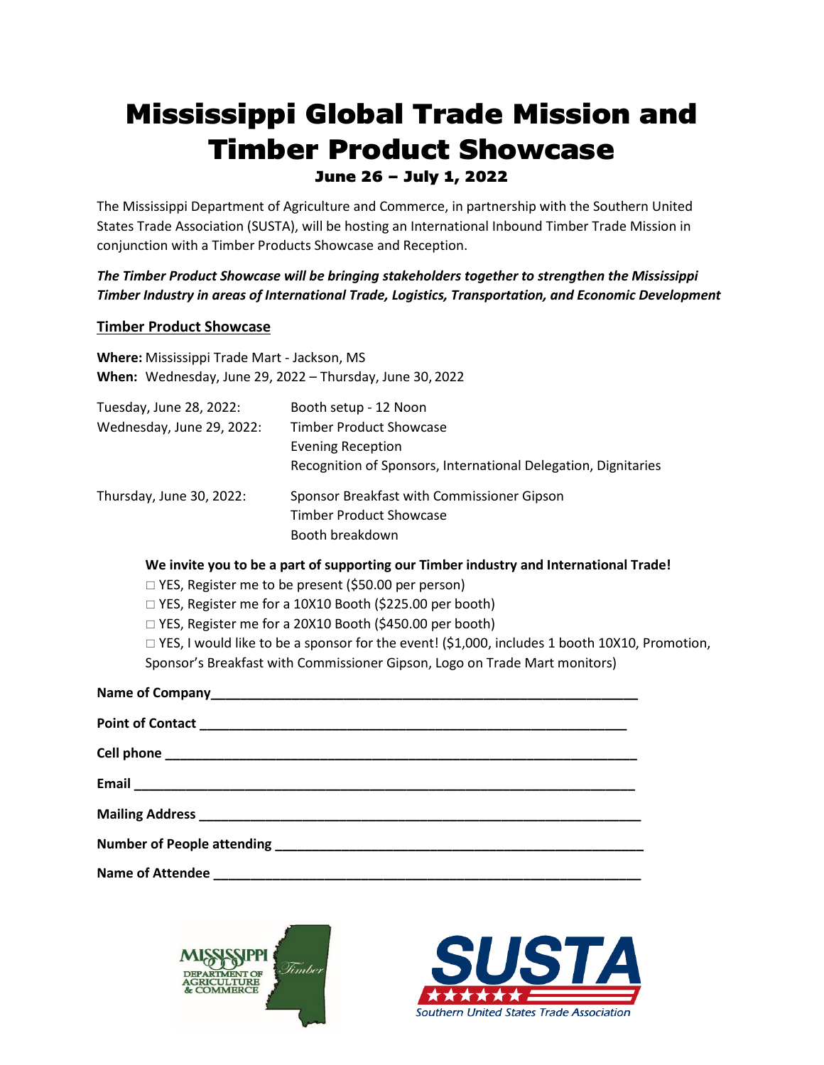# Mississippi Global Trade Mission and Timber Product Showcase

### June 26 – July 1, 2022

The Mississippi Department of Agriculture and Commerce, in partnership with the Southern United States Trade Association (SUSTA), will be hosting an International Inbound Timber Trade Mission in conjunction with a Timber Products Showcase and Reception.

***The Timber Product Showcase will be bringing stakeholders together to strengthen the Mississippi Timber Industry in areas of International Trade, Logistics, Transportation, and Economic Development***

## Timber Product Showcase

**Where:** Mississippi Trade Mart - Jackson, MS
**When:** Wednesday, June 29, 2022 – Thursday, June 30, 2022

| | |
|---|---|
| Tuesday, June 28, 2022: | Booth setup - 12 Noon |
| Wednesday, June 29, 2022: | Timber Product Showcase<br>Evening Reception<br>Recognition of Sponsors, International Delegation, Dignitaries |
| Thursday, June 30, 2022: | Sponsor Breakfast with Commissioner Gipson<br>Timber Product Showcase<br>Booth breakdown |

**We invite you to be a part of supporting our Timber industry and International Trade!**

- ☐ YES, Register me to be present ($50.00 per person)
- ☐ YES, Register me for a 10X10 Booth ($225.00 per booth)
- ☐ YES, Register me for a 20X10 Booth ($450.00 per booth)
- ☐ YES, I would like to be a sponsor for the event! ($1,000, includes 1 booth 10X10, Promotion, Sponsor's Breakfast with Commissioner Gipson, Logo on Trade Mart monitors)

**Name of Company**\_\_\_\_\_\_\_\_\_\_\_\_\_\_\_\_\_\_\_\_\_\_\_\_\_\_\_\_\_\_\_\_\_\_\_\_\_\_\_\_

**Point of Contact** \_\_\_\_\_\_\_\_\_\_\_\_\_\_\_\_\_\_\_\_\_\_\_\_\_\_\_\_\_\_\_\_\_\_\_\_\_\_\_\_

**Cell phone** \_\_\_\_\_\_\_\_\_\_\_\_\_\_\_\_\_\_\_\_\_\_\_\_\_\_\_\_\_\_\_\_\_\_\_\_\_\_\_\_

**Email** \_\_\_\_\_\_\_\_\_\_\_\_\_\_\_\_\_\_\_\_\_\_\_\_\_\_\_\_\_\_\_\_\_\_\_\_\_\_\_\_

**Mailing Address** \_\_\_\_\_\_\_\_\_\_\_\_\_\_\_\_\_\_\_\_\_\_\_\_\_\_\_\_\_\_\_\_\_\_\_\_\_\_\_\_

**Number of People attending** \_\_\_\_\_\_\_\_\_\_\_\_\_\_\_\_\_\_\_\_\_\_\_\_\_\_\_\_\_\_\_\_\_\_\_\_\_\_\_\_

**Name of Attendee** \_\_\_\_\_\_\_\_\_\_\_\_\_\_\_\_\_\_\_\_\_\_\_\_\_\_\_\_\_\_\_\_\_\_\_\_\_\_\_\_

MISSISSIPPI DEPARTMENT OF AGRICULTURE & COMMERCE — Timber

SUSTA — Southern United States Trade Association